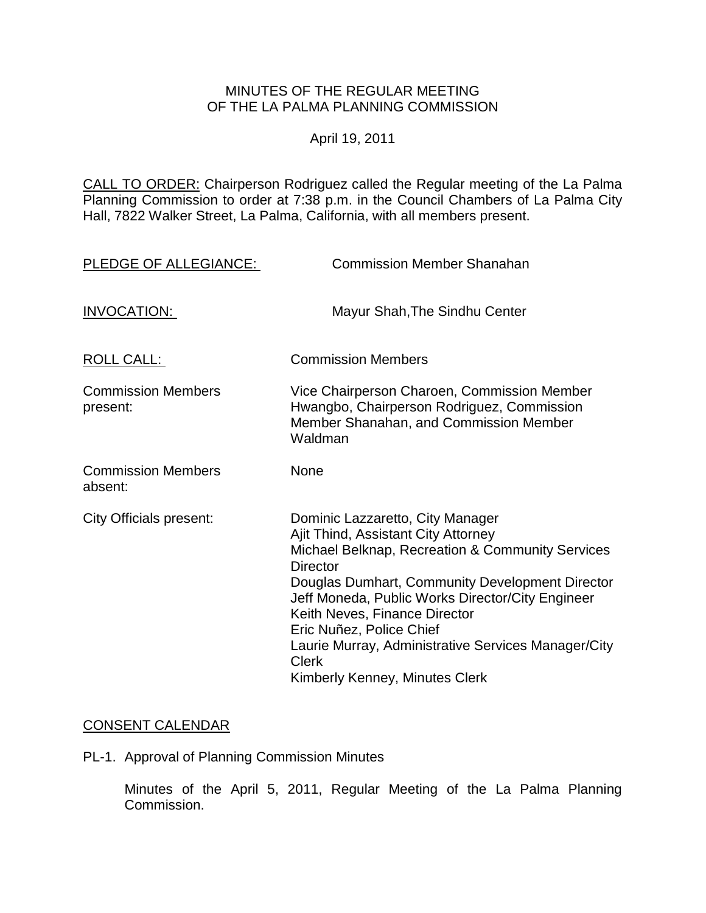# MINUTES OF THE REGULAR MEETING OF THE LA PALMA PLANNING COMMISSION

April 19, 2011

CALL TO ORDER: Chairperson Rodriguez called the Regular meeting of the La Palma Planning Commission to order at 7:38 p.m. in the Council Chambers of La Palma City Hall, 7822 Walker Street, La Palma, California, with all members present.

| | |
|---|---|
| PLEDGE OF ALLEGIANCE: | Commission Member Shanahan |
| INVOCATION: | Mayur Shah,The Sindhu Center |
| ROLL CALL: | Commission Members |
| Commission Members present: | Vice Chairperson Charoen, Commission Member Hwangbo, Chairperson Rodriguez, Commission Member Shanahan, and Commission Member Waldman |
| Commission Members absent: | None |
| City Officials present: | Dominic Lazzaretto, City Manager<br>Ajit Thind, Assistant City Attorney<br>Michael Belknap, Recreation & Community Services Director<br>Douglas Dumhart, Community Development Director<br>Jeff Moneda, Public Works Director/City Engineer<br>Keith Neves, Finance Director<br>Eric Nuñez, Police Chief<br>Laurie Murray, Administrative Services Manager/City Clerk<br>Kimberly Kenney, Minutes Clerk |

## CONSENT CALENDAR

PL-1. Approval of Planning Commission Minutes

Minutes of the April 5, 2011, Regular Meeting of the La Palma Planning Commission.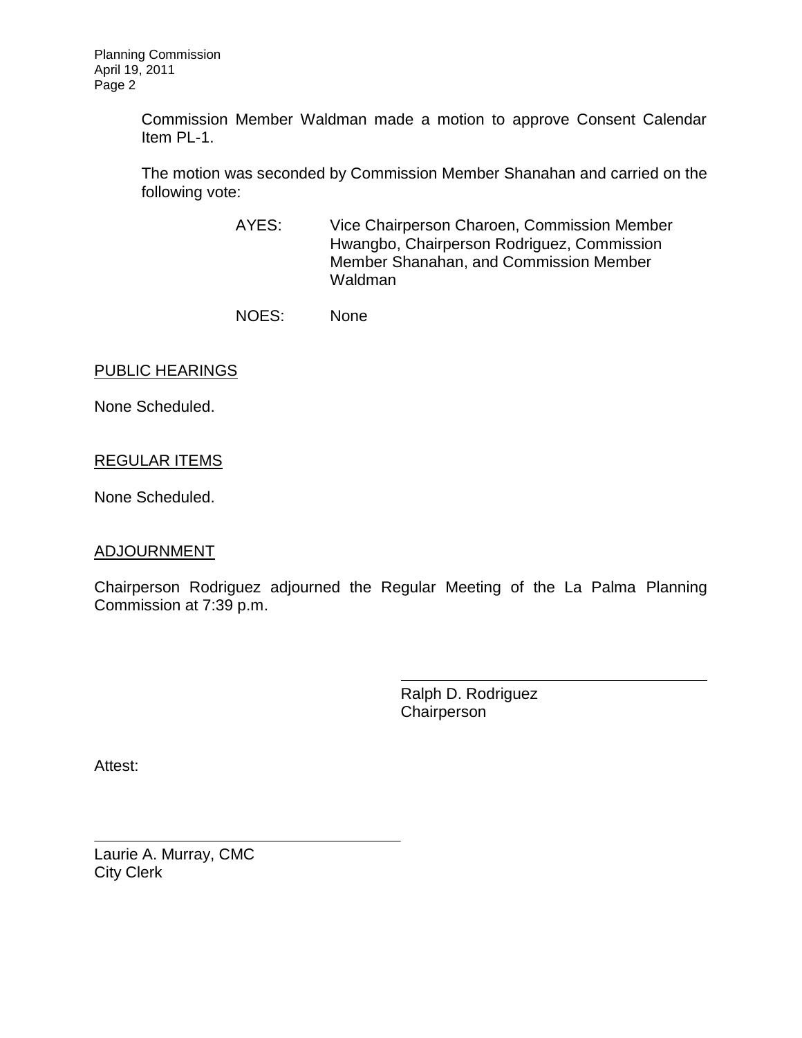Commission Member Waldman made a motion to approve Consent Calendar Item PL-1.

The motion was seconded by Commission Member Shanahan and carried on the following vote:

AYES: Vice Chairperson Charoen, Commission Member Hwangbo, Chairperson Rodriguez, Commission Member Shanahan, and Commission Member Waldman

NOES: None

## PUBLIC HEARINGS

None Scheduled.

## REGULAR ITEMS

None Scheduled.

## ADJOURNMENT

Chairperson Rodriguez adjourned the Regular Meeting of the La Palma Planning Commission at 7:39 p.m.

Ralph D. Rodriguez
Chairperson

Attest:

Laurie A. Murray, CMC
City Clerk